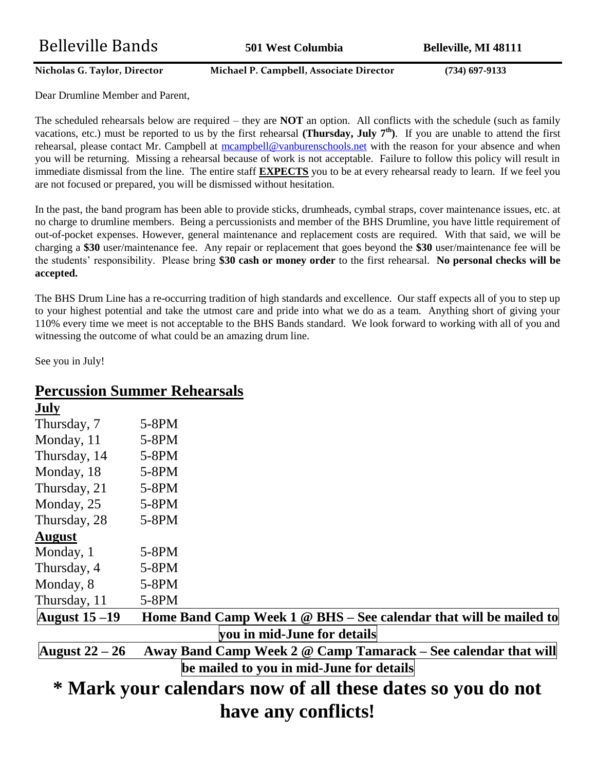# Belleville Bands

**501 West Columbia** **Belleville, MI 48111**

**Nicholas G. Taylor, Director** **Michael P. Campbell, Associate Director** **(734) 697-9133**

Dear Drumline Member and Parent,

The scheduled rehearsals below are required – they are **NOT** an option. All conflicts with the schedule (such as family vacations, etc.) must be reported to us by the first rehearsal **(Thursday, July 7th)**. If you are unable to attend the first rehearsal, please contact Mr. Campbell at mcampbell@vanburenschools.net with the reason for your absence and when you will be returning. Missing a rehearsal because of work is not acceptable. Failure to follow this policy will result in immediate dismissal from the line. The entire staff **EXPECTS** you to be at every rehearsal ready to learn. If we feel you are not focused or prepared, you will be dismissed without hesitation.

In the past, the band program has been able to provide sticks, drumheads, cymbal straps, cover maintenance issues, etc. at no charge to drumline members. Being a percussionists and member of the BHS Drumline, you have little requirement of out-of-pocket expenses. However, general maintenance and replacement costs are required. With that said, we will be charging a **$30** user/maintenance fee. Any repair or replacement that goes beyond the **$30** user/maintenance fee will be the students' responsibility. Please bring **$30 cash or money order** to the first rehearsal. **No personal checks will be accepted.**

The BHS Drum Line has a re-occurring tradition of high standards and excellence. Our staff expects all of you to step up to your highest potential and take the utmost care and pride into what we do as a team. Anything short of giving your 110% every time we meet is not acceptable to the BHS Bands standard. We look forward to working with all of you and witnessing the outcome of what could be an amazing drum line.

See you in July!

## Percussion Summer Rehearsals

**July**

| | |
|---|---|
| Thursday, 7 | 5-8PM |
| Monday, 11 | 5-8PM |
| Thursday, 14 | 5-8PM |
| Monday, 18 | 5-8PM |
| Thursday, 21 | 5-8PM |
| Monday, 25 | 5-8PM |
| Thursday, 28 | 5-8PM |

**August**

| | |
|---|---|
| Monday, 1 | 5-8PM |
| Thursday, 4 | 5-8PM |
| Monday, 8 | 5-8PM |
| Thursday, 11 | 5-8PM |
| **August 15 –19** | **Home Band Camp Week 1 @ BHS – See calendar that will be mailed to you in mid-June for details** |
| **August 22 – 26** | **Away Band Camp Week 2 @ Camp Tamarack – See calendar that will be mailed to you in mid-June for details** |

# * Mark your calendars now of all these dates so you do not have any conflicts!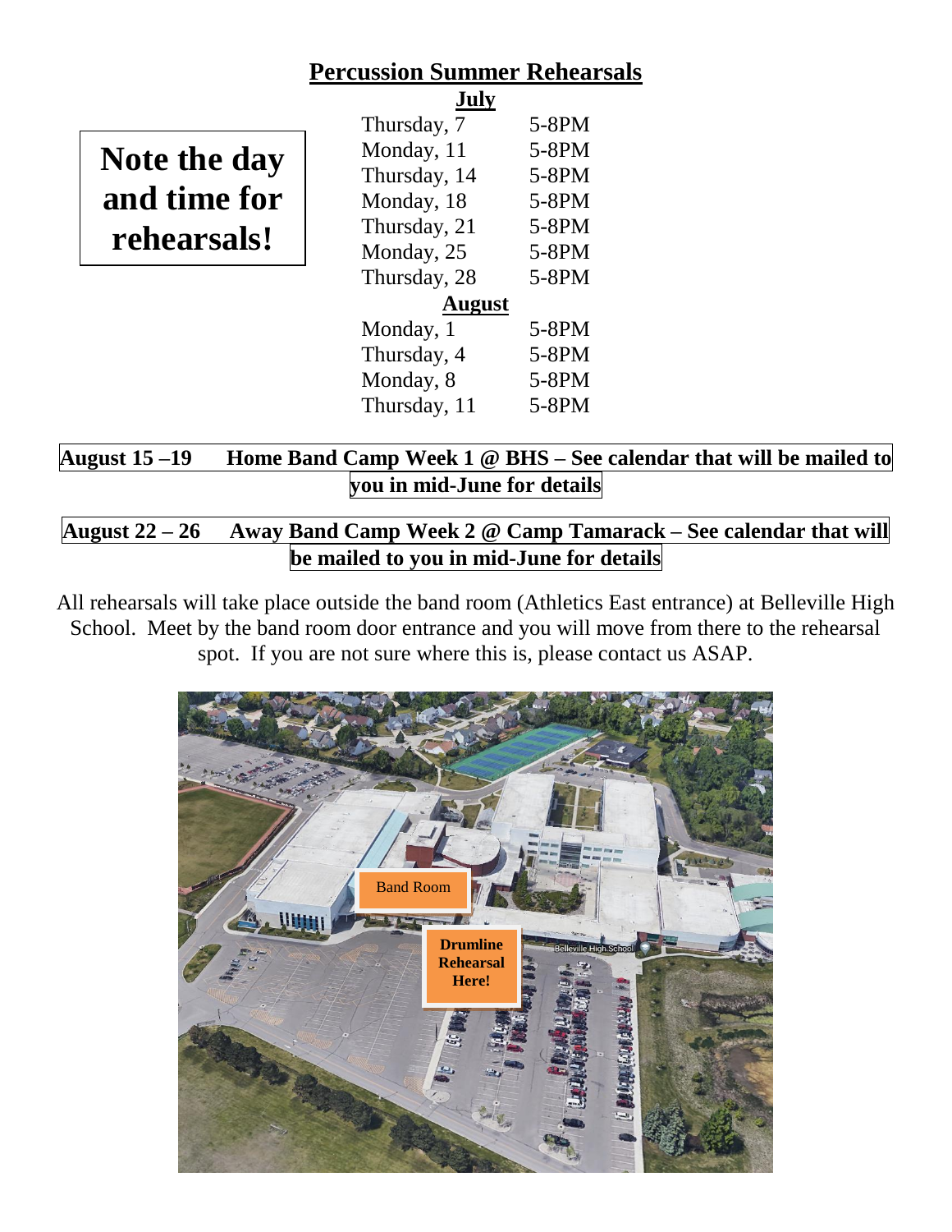# Percussion Summer Rehearsals

**Note the day and time for rehearsals!**

**July**

| | |
|---|---|
| Thursday, 7 | 5-8PM |
| Monday, 11 | 5-8PM |
| Thursday, 14 | 5-8PM |
| Monday, 18 | 5-8PM |
| Thursday, 21 | 5-8PM |
| Monday, 25 | 5-8PM |
| Thursday, 28 | 5-8PM |

**August**

| | |
|---|---|
| Monday, 1 | 5-8PM |
| Thursday, 4 | 5-8PM |
| Monday, 8 | 5-8PM |
| Thursday, 11 | 5-8PM |

**August 15 –19 Home Band Camp Week 1 @ BHS – See calendar that will be mailed to you in mid-June for details**

**August 22 – 26 Away Band Camp Week 2 @ Camp Tamarack – See calendar that will be mailed to you in mid-June for details**

All rehearsals will take place outside the band room (Athletics East entrance) at Belleville High School. Meet by the band room door entrance and you will move from there to the rehearsal spot. If you are not sure where this is, please contact us ASAP.

Band Room

**Drumline Rehearsal Here!**